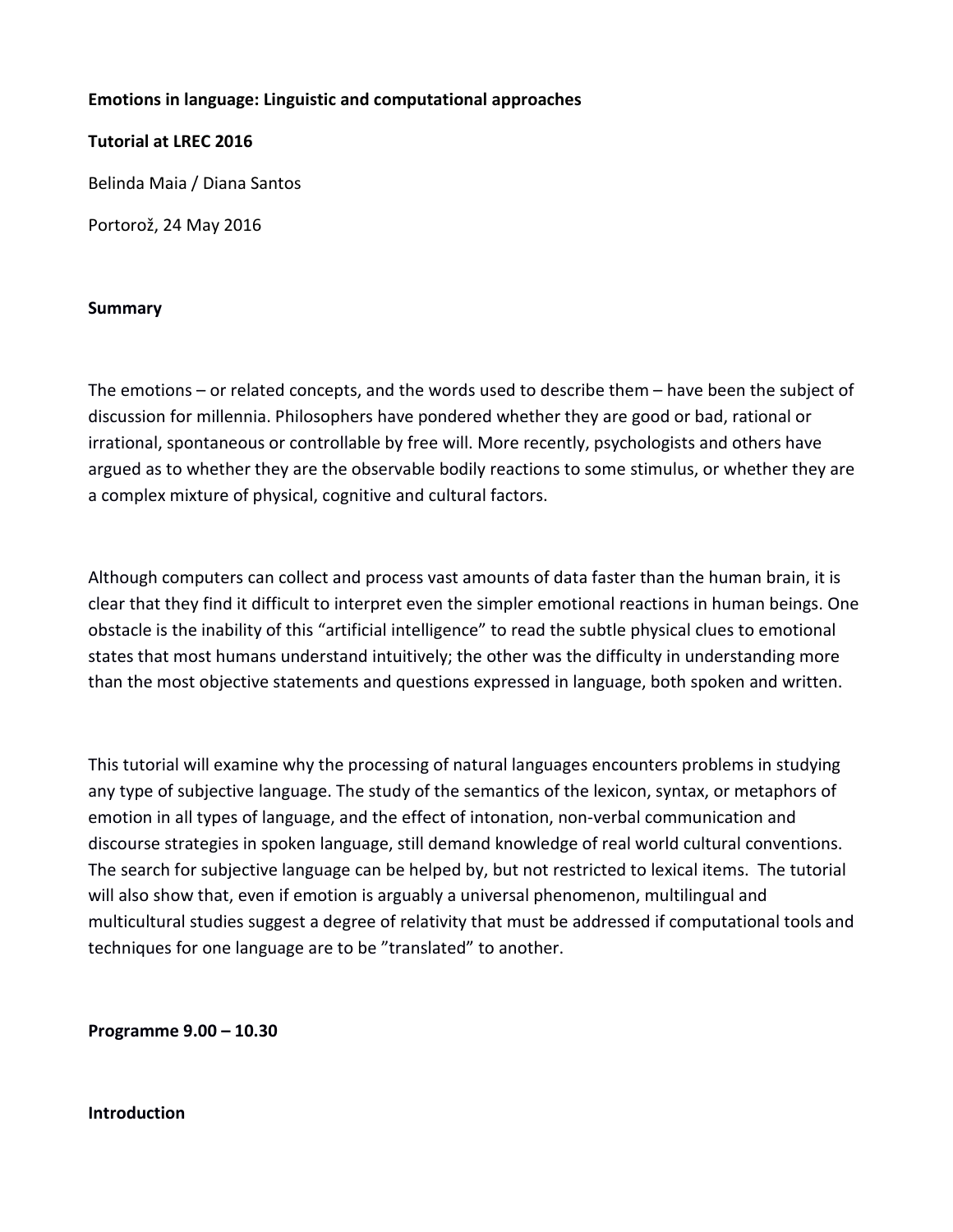**Emotions in language: Linguistic and computational approaches**

**Tutorial at LREC 2016**

Belinda Maia / Diana Santos

Portorož, 24 May 2016

**Summary**

The emotions – or related concepts, and the words used to describe them – have been the subject of discussion for millennia. Philosophers have pondered whether they are good or bad, rational or irrational, spontaneous or controllable by free will. More recently, psychologists and others have argued as to whether they are the observable bodily reactions to some stimulus, or whether they are a complex mixture of physical, cognitive and cultural factors.

Although computers can collect and process vast amounts of data faster than the human brain, it is clear that they find it difficult to interpret even the simpler emotional reactions in human beings. One obstacle is the inability of this "artificial intelligence" to read the subtle physical clues to emotional states that most humans understand intuitively; the other was the difficulty in understanding more than the most objective statements and questions expressed in language, both spoken and written.

This tutorial will examine why the processing of natural languages encounters problems in studying any type of subjective language. The study of the semantics of the lexicon, syntax, or metaphors of emotion in all types of language, and the effect of intonation, non-verbal communication and discourse strategies in spoken language, still demand knowledge of real world cultural conventions. The search for subjective language can be helped by, but not restricted to lexical items. The tutorial will also show that, even if emotion is arguably a universal phenomenon, multilingual and multicultural studies suggest a degree of relativity that must be addressed if computational tools and techniques for one language are to be "translated" to another.

**Programme 9.00 – 10.30**

**Introduction**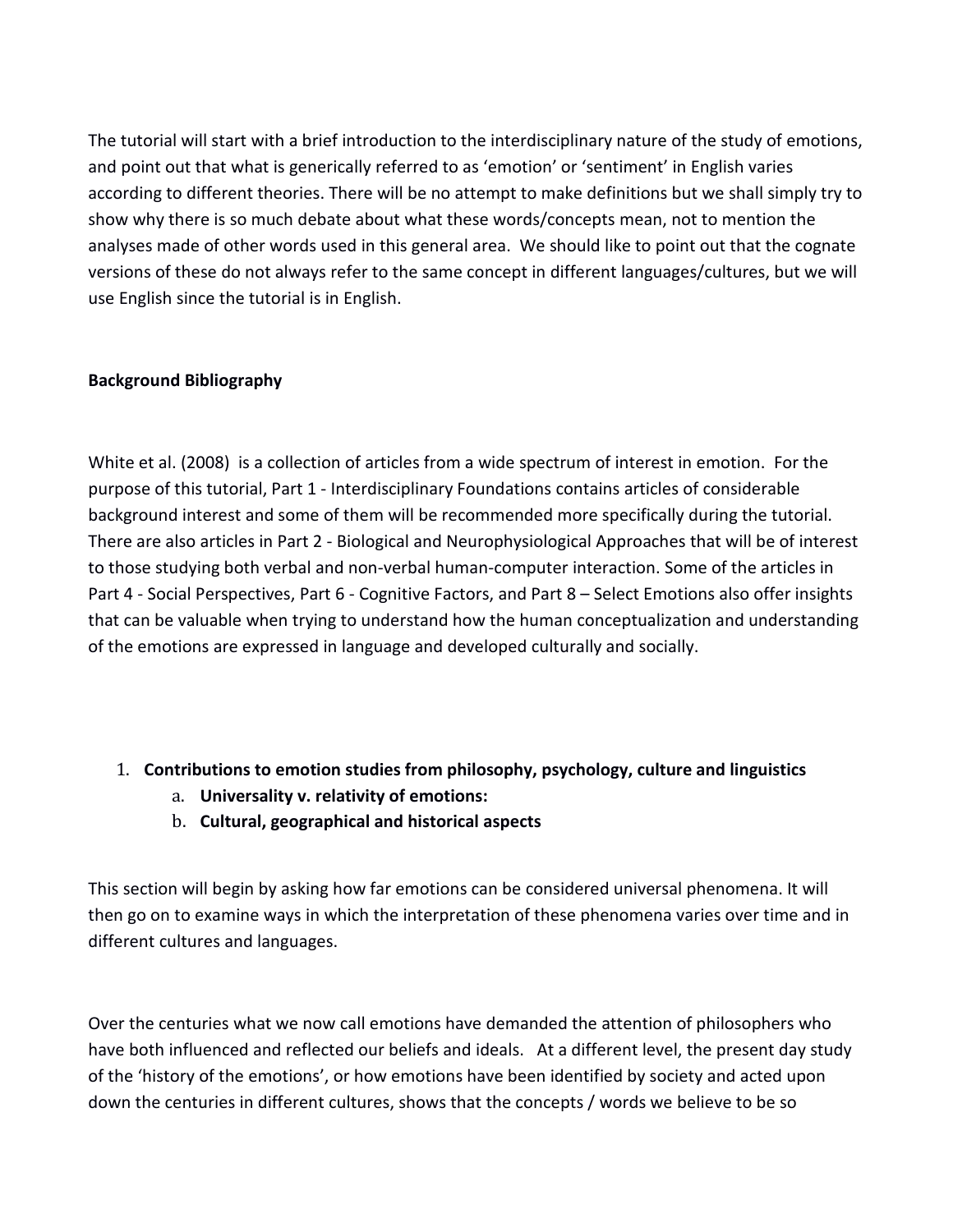The tutorial will start with a brief introduction to the interdisciplinary nature of the study of emotions, and point out that what is generically referred to as 'emotion' or 'sentiment' in English varies according to different theories. There will be no attempt to make definitions but we shall simply try to show why there is so much debate about what these words/concepts mean, not to mention the analyses made of other words used in this general area. We should like to point out that the cognate versions of these do not always refer to the same concept in different languages/cultures, but we will use English since the tutorial is in English.

**Background Bibliography**

White et al. (2008) is a collection of articles from a wide spectrum of interest in emotion. For the purpose of this tutorial, Part 1 - Interdisciplinary Foundations contains articles of considerable background interest and some of them will be recommended more specifically during the tutorial. There are also articles in Part 2 - Biological and Neurophysiological Approaches that will be of interest to those studying both verbal and non-verbal human-computer interaction. Some of the articles in Part 4 - Social Perspectives, Part 6 - Cognitive Factors, and Part 8 – Select Emotions also offer insights that can be valuable when trying to understand how the human conceptualization and understanding of the emotions are expressed in language and developed culturally and socially.

1. **Contributions to emotion studies from philosophy, psychology, culture and linguistics**
   a. **Universality v. relativity of emotions:**
   b. **Cultural, geographical and historical aspects**

This section will begin by asking how far emotions can be considered universal phenomena. It will then go on to examine ways in which the interpretation of these phenomena varies over time and in different cultures and languages.

Over the centuries what we now call emotions have demanded the attention of philosophers who have both influenced and reflected our beliefs and ideals. At a different level, the present day study of the 'history of the emotions', or how emotions have been identified by society and acted upon down the centuries in different cultures, shows that the concepts / words we believe to be so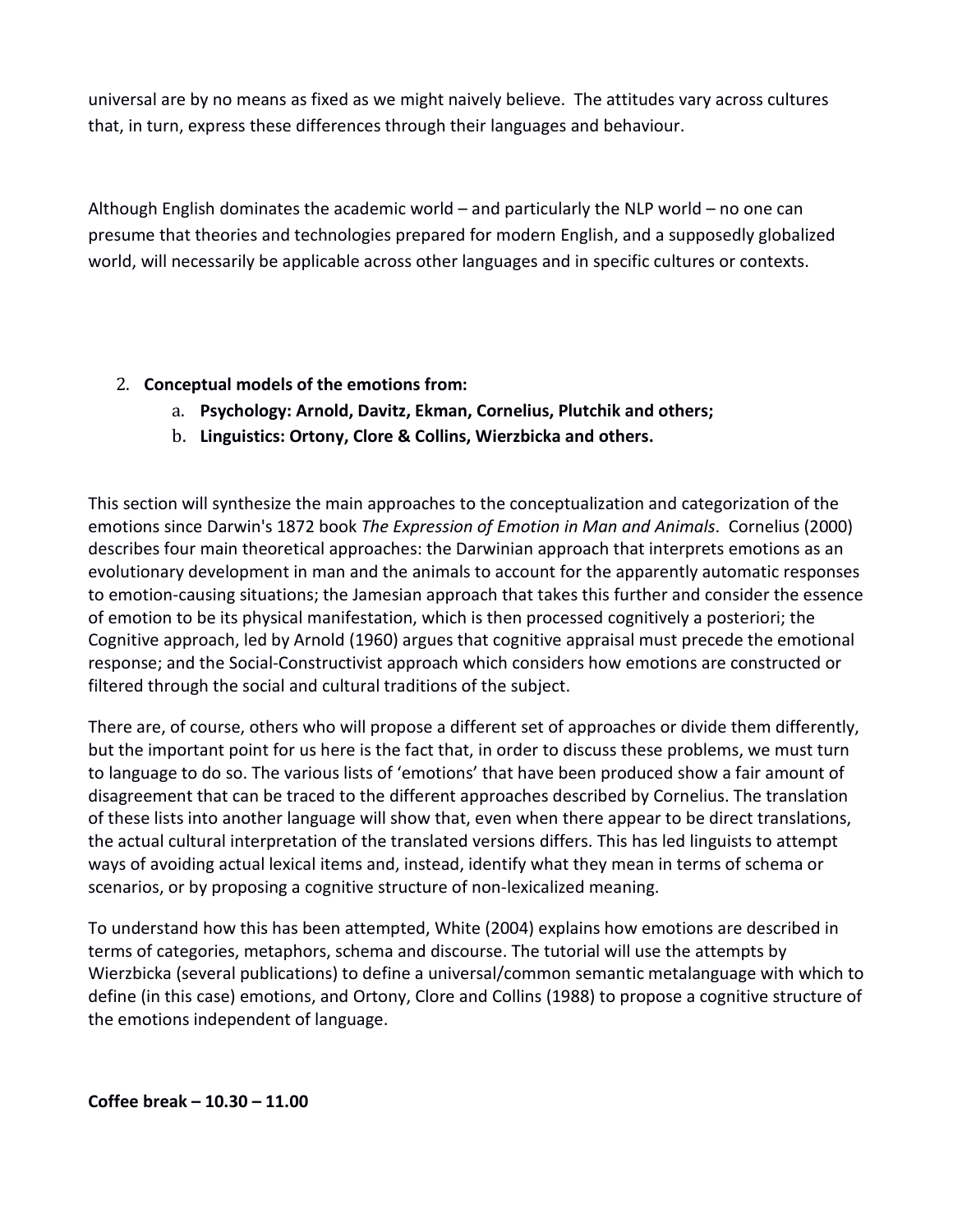universal are by no means as fixed as we might naively believe. The attitudes vary across cultures that, in turn, express these differences through their languages and behaviour.

Although English dominates the academic world – and particularly the NLP world – no one can presume that theories and technologies prepared for modern English, and a supposedly globalized world, will necessarily be applicable across other languages and in specific cultures or contexts.

2. **Conceptual models of the emotions from:**
   a. **Psychology: Arnold, Davitz, Ekman, Cornelius, Plutchik and others;**
   b. **Linguistics: Ortony, Clore & Collins, Wierzbicka and others.**

This section will synthesize the main approaches to the conceptualization and categorization of the emotions since Darwin's 1872 book *The Expression of Emotion in Man and Animals*. Cornelius (2000) describes four main theoretical approaches: the Darwinian approach that interprets emotions as an evolutionary development in man and the animals to account for the apparently automatic responses to emotion-causing situations; the Jamesian approach that takes this further and consider the essence of emotion to be its physical manifestation, which is then processed cognitively a posteriori; the Cognitive approach, led by Arnold (1960) argues that cognitive appraisal must precede the emotional response; and the Social-Constructivist approach which considers how emotions are constructed or filtered through the social and cultural traditions of the subject.

There are, of course, others who will propose a different set of approaches or divide them differently, but the important point for us here is the fact that, in order to discuss these problems, we must turn to language to do so. The various lists of 'emotions' that have been produced show a fair amount of disagreement that can be traced to the different approaches described by Cornelius. The translation of these lists into another language will show that, even when there appear to be direct translations, the actual cultural interpretation of the translated versions differs. This has led linguists to attempt ways of avoiding actual lexical items and, instead, identify what they mean in terms of schema or scenarios, or by proposing a cognitive structure of non-lexicalized meaning.

To understand how this has been attempted, White (2004) explains how emotions are described in terms of categories, metaphors, schema and discourse. The tutorial will use the attempts by Wierzbicka (several publications) to define a universal/common semantic metalanguage with which to define (in this case) emotions, and Ortony, Clore and Collins (1988) to propose a cognitive structure of the emotions independent of language.

**Coffee break – 10.30 – 11.00**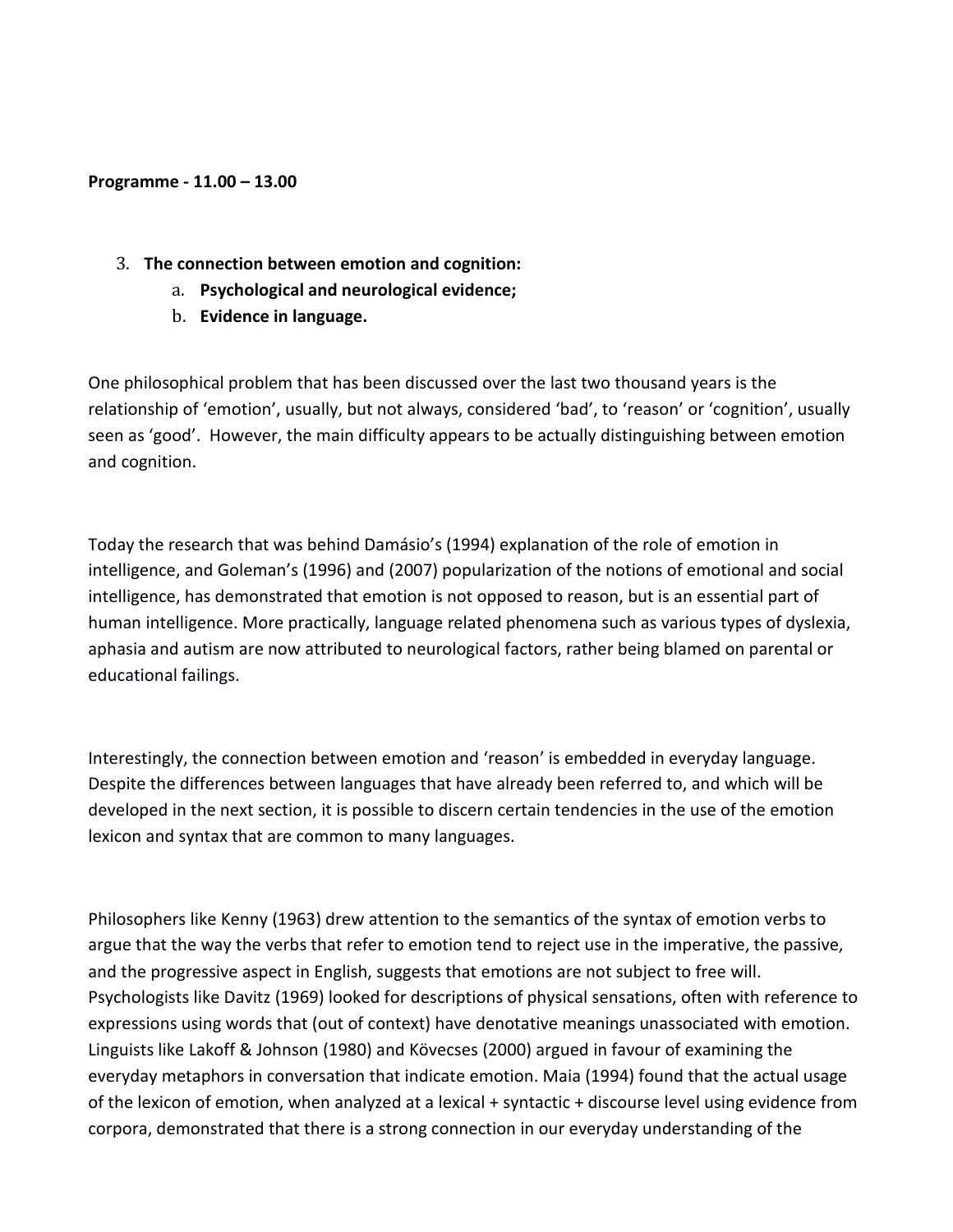**Programme - 11.00 – 13.00**

3. **The connection between emotion and cognition:**
    a. **Psychological and neurological evidence;**
    b. **Evidence in language.**

One philosophical problem that has been discussed over the last two thousand years is the relationship of 'emotion', usually, but not always, considered 'bad', to 'reason' or 'cognition', usually seen as 'good'. However, the main difficulty appears to be actually distinguishing between emotion and cognition.

Today the research that was behind Damásio's (1994) explanation of the role of emotion in intelligence, and Goleman's (1996) and (2007) popularization of the notions of emotional and social intelligence, has demonstrated that emotion is not opposed to reason, but is an essential part of human intelligence. More practically, language related phenomena such as various types of dyslexia, aphasia and autism are now attributed to neurological factors, rather being blamed on parental or educational failings.

Interestingly, the connection between emotion and 'reason' is embedded in everyday language. Despite the differences between languages that have already been referred to, and which will be developed in the next section, it is possible to discern certain tendencies in the use of the emotion lexicon and syntax that are common to many languages.

Philosophers like Kenny (1963) drew attention to the semantics of the syntax of emotion verbs to argue that the way the verbs that refer to emotion tend to reject use in the imperative, the passive, and the progressive aspect in English, suggests that emotions are not subject to free will. Psychologists like Davitz (1969) looked for descriptions of physical sensations, often with reference to expressions using words that (out of context) have denotative meanings unassociated with emotion. Linguists like Lakoff & Johnson (1980) and Kövecses (2000) argued in favour of examining the everyday metaphors in conversation that indicate emotion. Maia (1994) found that the actual usage of the lexicon of emotion, when analyzed at a lexical + syntactic + discourse level using evidence from corpora, demonstrated that there is a strong connection in our everyday understanding of the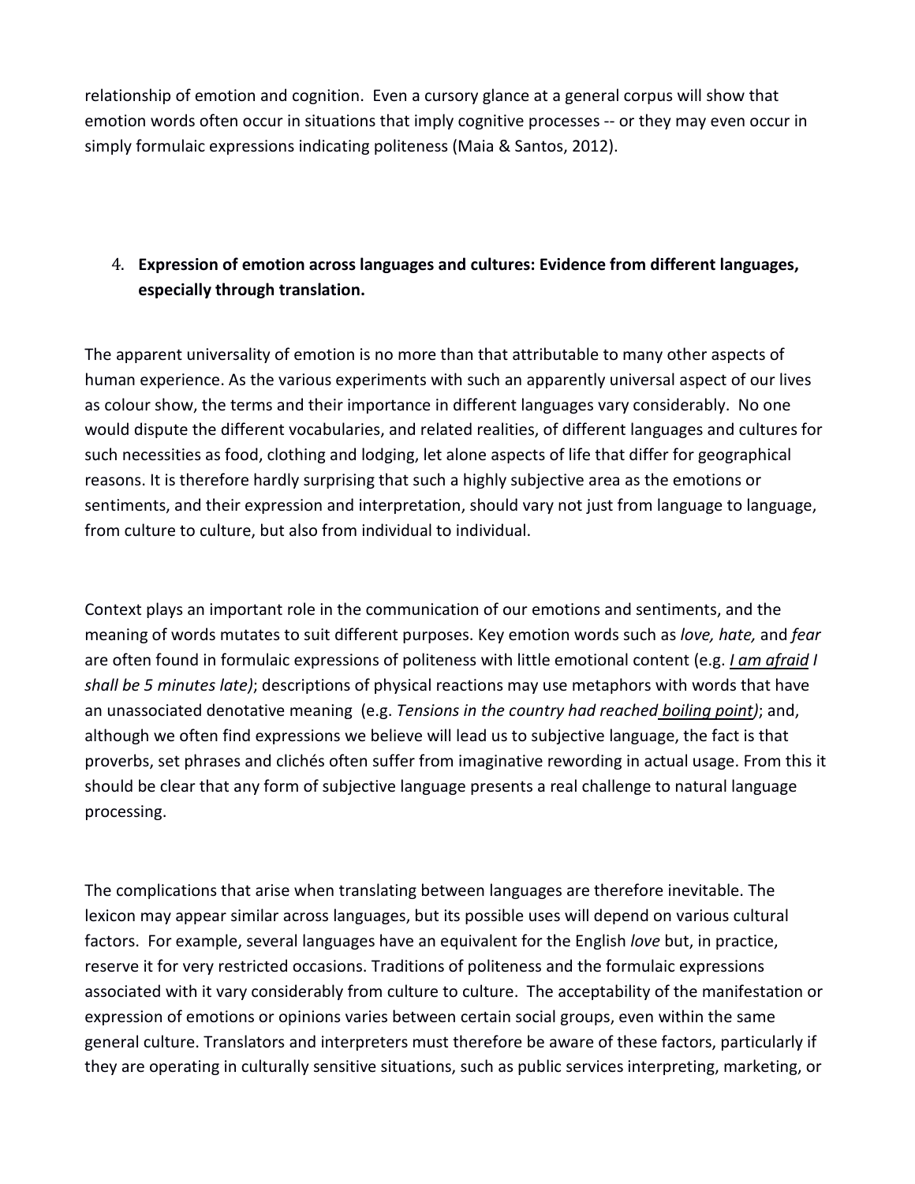relationship of emotion and cognition. Even a cursory glance at a general corpus will show that emotion words often occur in situations that imply cognitive processes -- or they may even occur in simply formulaic expressions indicating politeness (Maia & Santos, 2012).

4. **Expression of emotion across languages and cultures: Evidence from different languages, especially through translation.**

The apparent universality of emotion is no more than that attributable to many other aspects of human experience. As the various experiments with such an apparently universal aspect of our lives as colour show, the terms and their importance in different languages vary considerably. No one would dispute the different vocabularies, and related realities, of different languages and cultures for such necessities as food, clothing and lodging, let alone aspects of life that differ for geographical reasons. It is therefore hardly surprising that such a highly subjective area as the emotions or sentiments, and their expression and interpretation, should vary not just from language to language, from culture to culture, but also from individual to individual.

Context plays an important role in the communication of our emotions and sentiments, and the meaning of words mutates to suit different purposes. Key emotion words such as *love, hate,* and *fear* are often found in formulaic expressions of politeness with little emotional content (e.g. *I am afraid I shall be 5 minutes late)*; descriptions of physical reactions may use metaphors with words that have an unassociated denotative meaning (e.g. *Tensions in the country had reached boiling point)*; and, although we often find expressions we believe will lead us to subjective language, the fact is that proverbs, set phrases and clichés often suffer from imaginative rewording in actual usage. From this it should be clear that any form of subjective language presents a real challenge to natural language processing.

The complications that arise when translating between languages are therefore inevitable. The lexicon may appear similar across languages, but its possible uses will depend on various cultural factors. For example, several languages have an equivalent for the English *love* but, in practice, reserve it for very restricted occasions. Traditions of politeness and the formulaic expressions associated with it vary considerably from culture to culture. The acceptability of the manifestation or expression of emotions or opinions varies between certain social groups, even within the same general culture. Translators and interpreters must therefore be aware of these factors, particularly if they are operating in culturally sensitive situations, such as public services interpreting, marketing, or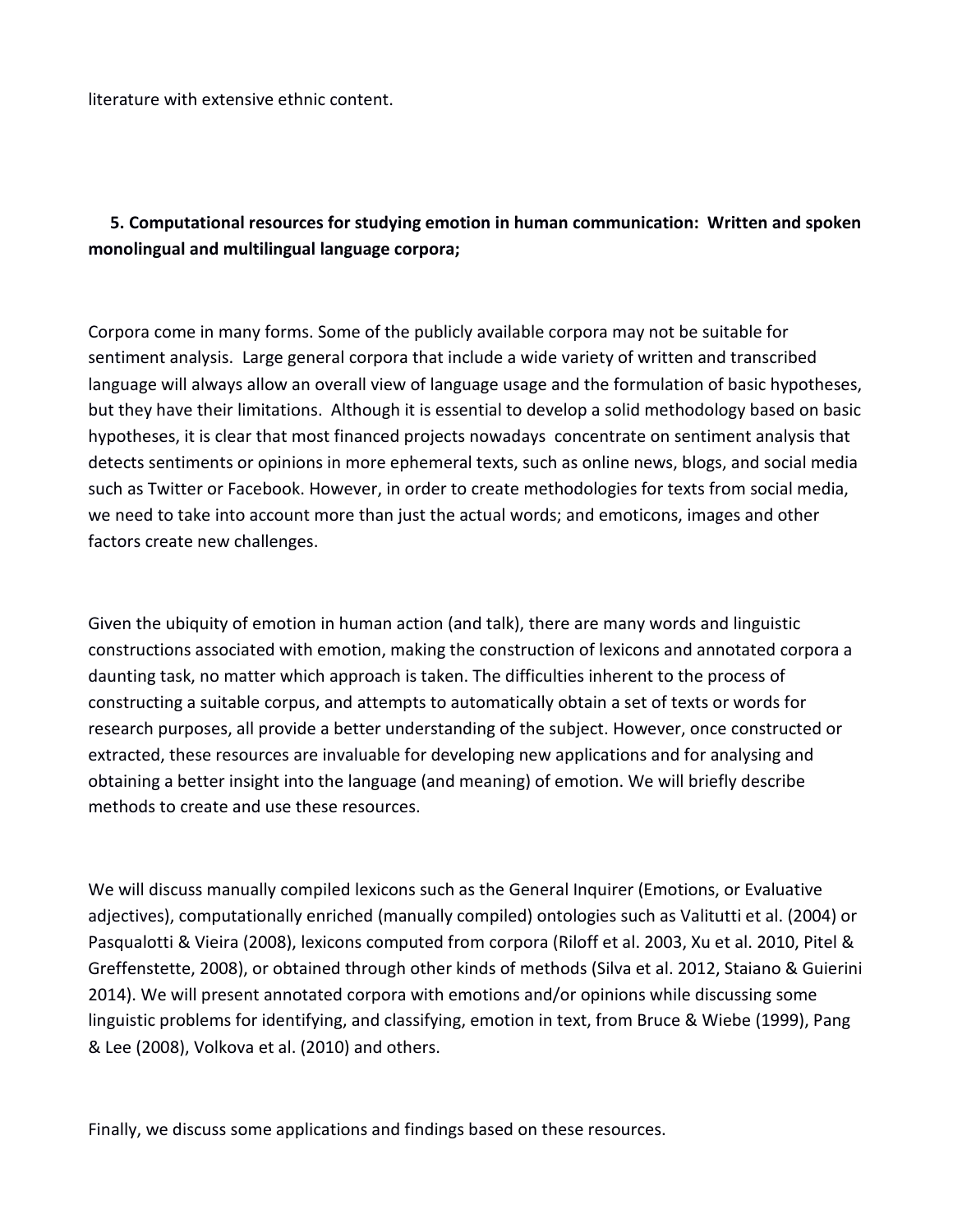literature with extensive ethnic content.

## 5. Computational resources for studying emotion in human communication: Written and spoken monolingual and multilingual language corpora;

Corpora come in many forms. Some of the publicly available corpora may not be suitable for sentiment analysis. Large general corpora that include a wide variety of written and transcribed language will always allow an overall view of language usage and the formulation of basic hypotheses, but they have their limitations. Although it is essential to develop a solid methodology based on basic hypotheses, it is clear that most financed projects nowadays concentrate on sentiment analysis that detects sentiments or opinions in more ephemeral texts, such as online news, blogs, and social media such as Twitter or Facebook. However, in order to create methodologies for texts from social media, we need to take into account more than just the actual words; and emoticons, images and other factors create new challenges.

Given the ubiquity of emotion in human action (and talk), there are many words and linguistic constructions associated with emotion, making the construction of lexicons and annotated corpora a daunting task, no matter which approach is taken. The difficulties inherent to the process of constructing a suitable corpus, and attempts to automatically obtain a set of texts or words for research purposes, all provide a better understanding of the subject. However, once constructed or extracted, these resources are invaluable for developing new applications and for analysing and obtaining a better insight into the language (and meaning) of emotion. We will briefly describe methods to create and use these resources.

We will discuss manually compiled lexicons such as the General Inquirer (Emotions, or Evaluative adjectives), computationally enriched (manually compiled) ontologies such as Valitutti et al. (2004) or Pasqualotti & Vieira (2008), lexicons computed from corpora (Riloff et al. 2003, Xu et al. 2010, Pitel & Greffenstette, 2008), or obtained through other kinds of methods (Silva et al. 2012, Staiano & Guierini 2014). We will present annotated corpora with emotions and/or opinions while discussing some linguistic problems for identifying, and classifying, emotion in text, from Bruce & Wiebe (1999), Pang & Lee (2008), Volkova et al. (2010) and others.

Finally, we discuss some applications and findings based on these resources.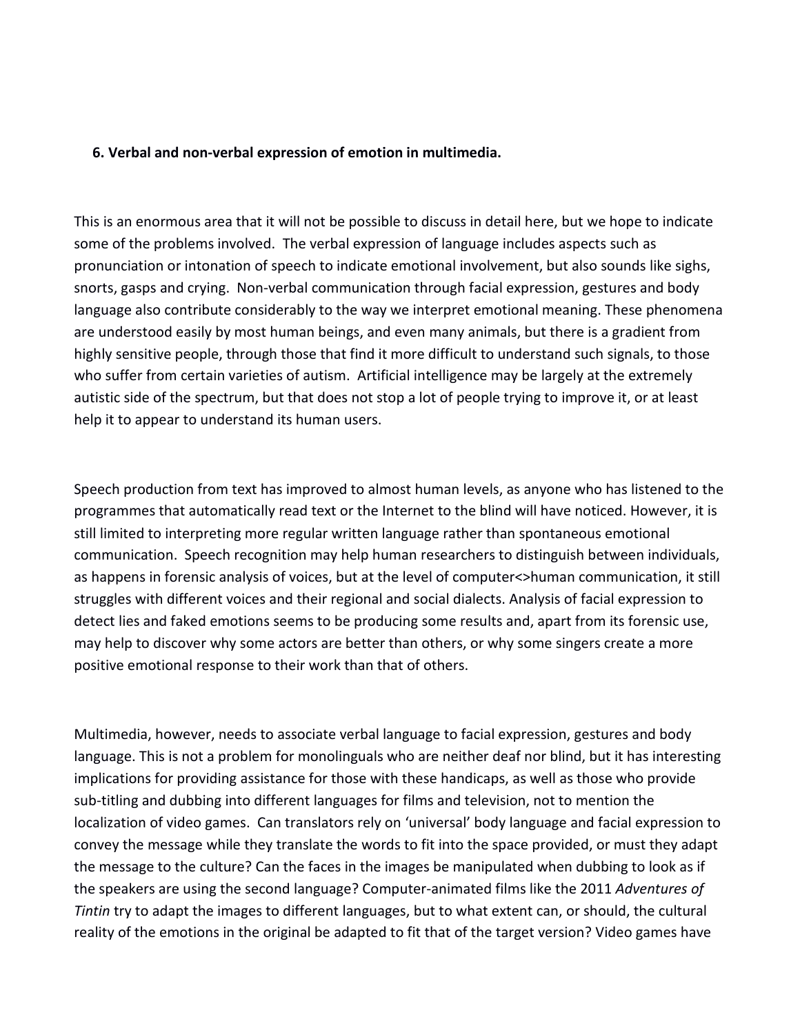**6. Verbal and non-verbal expression of emotion in multimedia.**

This is an enormous area that it will not be possible to discuss in detail here, but we hope to indicate some of the problems involved. The verbal expression of language includes aspects such as pronunciation or intonation of speech to indicate emotional involvement, but also sounds like sighs, snorts, gasps and crying. Non-verbal communication through facial expression, gestures and body language also contribute considerably to the way we interpret emotional meaning. These phenomena are understood easily by most human beings, and even many animals, but there is a gradient from highly sensitive people, through those that find it more difficult to understand such signals, to those who suffer from certain varieties of autism. Artificial intelligence may be largely at the extremely autistic side of the spectrum, but that does not stop a lot of people trying to improve it, or at least help it to appear to understand its human users.

Speech production from text has improved to almost human levels, as anyone who has listened to the programmes that automatically read text or the Internet to the blind will have noticed. However, it is still limited to interpreting more regular written language rather than spontaneous emotional communication. Speech recognition may help human researchers to distinguish between individuals, as happens in forensic analysis of voices, but at the level of computer<>human communication, it still struggles with different voices and their regional and social dialects. Analysis of facial expression to detect lies and faked emotions seems to be producing some results and, apart from its forensic use, may help to discover why some actors are better than others, or why some singers create a more positive emotional response to their work than that of others.

Multimedia, however, needs to associate verbal language to facial expression, gestures and body language. This is not a problem for monolinguals who are neither deaf nor blind, but it has interesting implications for providing assistance for those with these handicaps, as well as those who provide sub-titling and dubbing into different languages for films and television, not to mention the localization of video games. Can translators rely on 'universal' body language and facial expression to convey the message while they translate the words to fit into the space provided, or must they adapt the message to the culture? Can the faces in the images be manipulated when dubbing to look as if the speakers are using the second language? Computer-animated films like the 2011 *Adventures of Tintin* try to adapt the images to different languages, but to what extent can, or should, the cultural reality of the emotions in the original be adapted to fit that of the target version? Video games have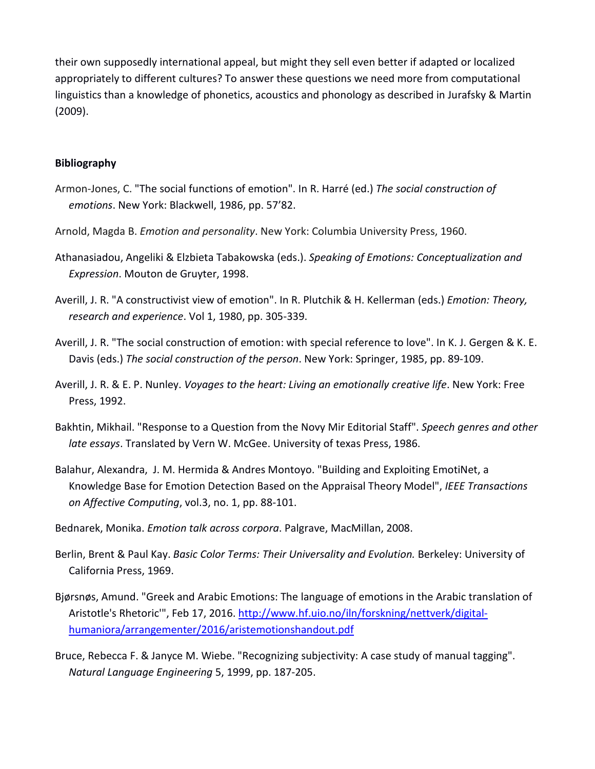their own supposedly international appeal, but might they sell even better if adapted or localized appropriately to different cultures? To answer these questions we need more from computational linguistics than a knowledge of phonetics, acoustics and phonology as described in Jurafsky & Martin (2009).

**Bibliography**

Armon-Jones, C. "The social functions of emotion". In R. Harré (ed.) *The social construction of emotions*. New York: Blackwell, 1986, pp. 57'82.

Arnold, Magda B. *Emotion and personality*. New York: Columbia University Press, 1960.

Athanasiadou, Angeliki & Elzbieta Tabakowska (eds.). *Speaking of Emotions: Conceptualization and Expression*. Mouton de Gruyter, 1998.

Averill, J. R. "A constructivist view of emotion". In R. Plutchik & H. Kellerman (eds.) *Emotion: Theory, research and experience*. Vol 1, 1980, pp. 305-339.

Averill, J. R. "The social construction of emotion: with special reference to love". In K. J. Gergen & K. E. Davis (eds.) *The social construction of the person*. New York: Springer, 1985, pp. 89-109.

Averill, J. R. & E. P. Nunley. *Voyages to the heart: Living an emotionally creative life*. New York: Free Press, 1992.

Bakhtin, Mikhail. "Response to a Question from the Novy Mir Editorial Staff". *Speech genres and other late essays*. Translated by Vern W. McGee. University of texas Press, 1986.

Balahur, Alexandra, J. M. Hermida & Andres Montoyo. "Building and Exploiting EmotiNet, a Knowledge Base for Emotion Detection Based on the Appraisal Theory Model", *IEEE Transactions on Affective Computing*, vol.3, no. 1, pp. 88-101.

Bednarek, Monika. *Emotion talk across corpora*. Palgrave, MacMillan, 2008.

Berlin, Brent & Paul Kay. *Basic Color Terms: Their Universality and Evolution.* Berkeley: University of California Press, 1969.

Bjørsnøs, Amund. "Greek and Arabic Emotions: The language of emotions in the Arabic translation of Aristotle's Rhetoric'", Feb 17, 2016. http://www.hf.uio.no/iln/forskning/nettverk/digital-humaniora/arrangementer/2016/aristemotionshandout.pdf

Bruce, Rebecca F. & Janyce M. Wiebe. "Recognizing subjectivity: A case study of manual tagging". *Natural Language Engineering* 5, 1999, pp. 187-205.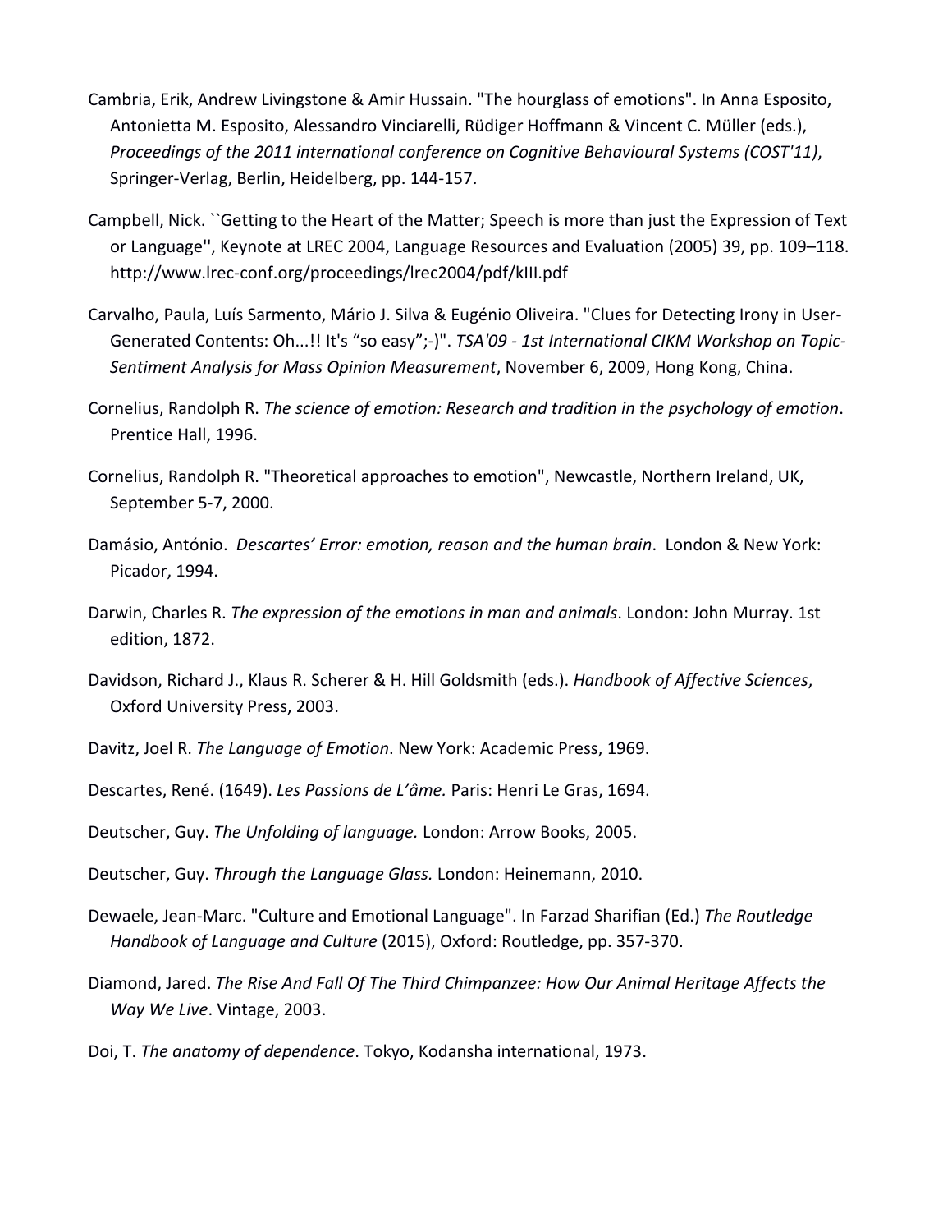Cambria, Erik, Andrew Livingstone & Amir Hussain. "The hourglass of emotions". In Anna Esposito, Antonietta M. Esposito, Alessandro Vinciarelli, Rüdiger Hoffmann & Vincent C. Müller (eds.), *Proceedings of the 2011 international conference on Cognitive Behavioural Systems (COST'11)*, Springer-Verlag, Berlin, Heidelberg, pp. 144-157.

Campbell, Nick. ``Getting to the Heart of the Matter; Speech is more than just the Expression of Text or Language'', Keynote at LREC 2004, Language Resources and Evaluation (2005) 39, pp. 109–118. http://www.lrec-conf.org/proceedings/lrec2004/pdf/kIII.pdf

Carvalho, Paula, Luís Sarmento, Mário J. Silva & Eugénio Oliveira. "Clues for Detecting Irony in User-Generated Contents: Oh...!! It's "so easy";-)". *TSA'09 - 1st International CIKM Workshop on Topic-Sentiment Analysis for Mass Opinion Measurement*, November 6, 2009, Hong Kong, China.

Cornelius, Randolph R. *The science of emotion: Research and tradition in the psychology of emotion*. Prentice Hall, 1996.

Cornelius, Randolph R. "Theoretical approaches to emotion", Newcastle, Northern Ireland, UK, September 5-7, 2000.

Damásio, António. *Descartes' Error: emotion, reason and the human brain*. London & New York: Picador, 1994.

Darwin, Charles R. *The expression of the emotions in man and animals*. London: John Murray. 1st edition, 1872.

Davidson, Richard J., Klaus R. Scherer & H. Hill Goldsmith (eds.). *Handbook of Affective Sciences*, Oxford University Press, 2003.

Davitz, Joel R. *The Language of Emotion*. New York: Academic Press, 1969.

Descartes, René. (1649). *Les Passions de L'âme.* Paris: Henri Le Gras, 1694.

Deutscher, Guy. *The Unfolding of language.* London: Arrow Books, 2005.

Deutscher, Guy. *Through the Language Glass.* London: Heinemann, 2010.

Dewaele, Jean-Marc. "Culture and Emotional Language". In Farzad Sharifian (Ed.) *The Routledge Handbook of Language and Culture* (2015), Oxford: Routledge, pp. 357-370.

Diamond, Jared. *The Rise And Fall Of The Third Chimpanzee: How Our Animal Heritage Affects the Way We Live*. Vintage, 2003.

Doi, T. *The anatomy of dependence*. Tokyo, Kodansha international, 1973.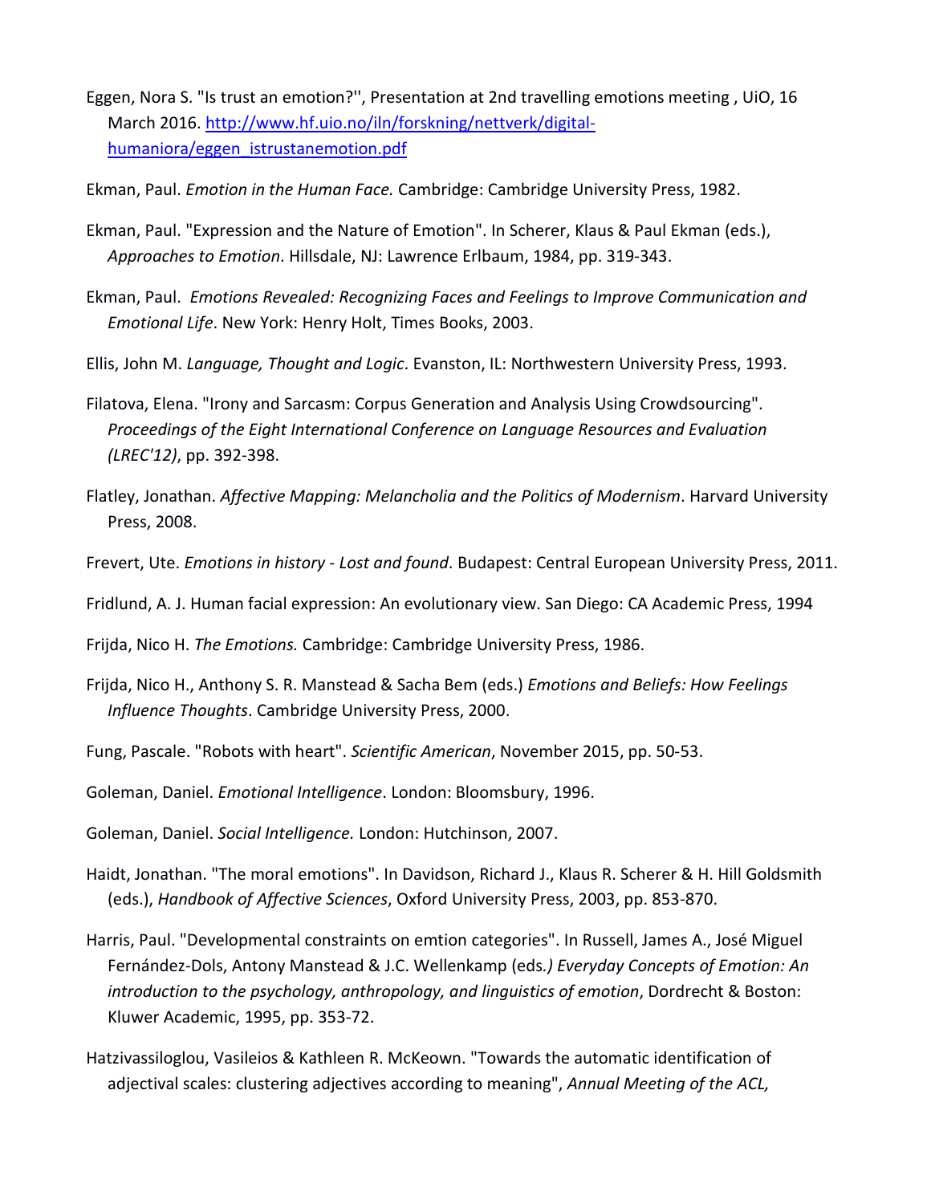Eggen, Nora S. "Is trust an emotion?'', Presentation at 2nd travelling emotions meeting , UiO, 16 March 2016. [http://www.hf.uio.no/iln/forskning/nettverk/digital-humaniora/eggen_istrustanemotion.pdf](http://www.hf.uio.no/iln/forskning/nettverk/digital-humaniora/eggen_istrustanemotion.pdf)

Ekman, Paul. *Emotion in the Human Face.* Cambridge: Cambridge University Press, 1982.

Ekman, Paul. "Expression and the Nature of Emotion". In Scherer, Klaus & Paul Ekman (eds.), *Approaches to Emotion*. Hillsdale, NJ: Lawrence Erlbaum, 1984, pp. 319-343.

Ekman, Paul. *Emotions Revealed: Recognizing Faces and Feelings to Improve Communication and Emotional Life*. New York: Henry Holt, Times Books, 2003.

Ellis, John M. *Language, Thought and Logic*. Evanston, IL: Northwestern University Press, 1993.

Filatova, Elena. "Irony and Sarcasm: Corpus Generation and Analysis Using Crowdsourcing". *Proceedings of the Eight International Conference on Language Resources and Evaluation (LREC'12)*, pp. 392-398.

Flatley, Jonathan. *Affective Mapping: Melancholia and the Politics of Modernism*. Harvard University Press, 2008.

Frevert, Ute. *Emotions in history - Lost and found*. Budapest: Central European University Press, 2011.

Fridlund, A. J. Human facial expression: An evolutionary view. San Diego: CA Academic Press, 1994

Frijda, Nico H. *The Emotions.* Cambridge: Cambridge University Press, 1986.

Frijda, Nico H., Anthony S. R. Manstead & Sacha Bem (eds.) *Emotions and Beliefs: How Feelings Influence Thoughts*. Cambridge University Press, 2000.

Fung, Pascale. "Robots with heart". *Scientific American*, November 2015, pp. 50-53.

Goleman, Daniel. *Emotional Intelligence*. London: Bloomsbury, 1996.

Goleman, Daniel. *Social Intelligence.* London: Hutchinson, 2007.

Haidt, Jonathan. "The moral emotions". In Davidson, Richard J., Klaus R. Scherer & H. Hill Goldsmith (eds.), *Handbook of Affective Sciences*, Oxford University Press, 2003, pp. 853-870.

Harris, Paul. "Developmental constraints on emtion categories". In Russell, James A., José Miguel Fernández-Dols, Antony Manstead & J.C. Wellenkamp (eds*.) Everyday Concepts of Emotion: An introduction to the psychology, anthropology, and linguistics of emotion*, Dordrecht & Boston: Kluwer Academic, 1995, pp. 353-72.

Hatzivassiloglou, Vasileios & Kathleen R. McKeown. "Towards the automatic identification of adjectival scales: clustering adjectives according to meaning", *Annual Meeting of the ACL,*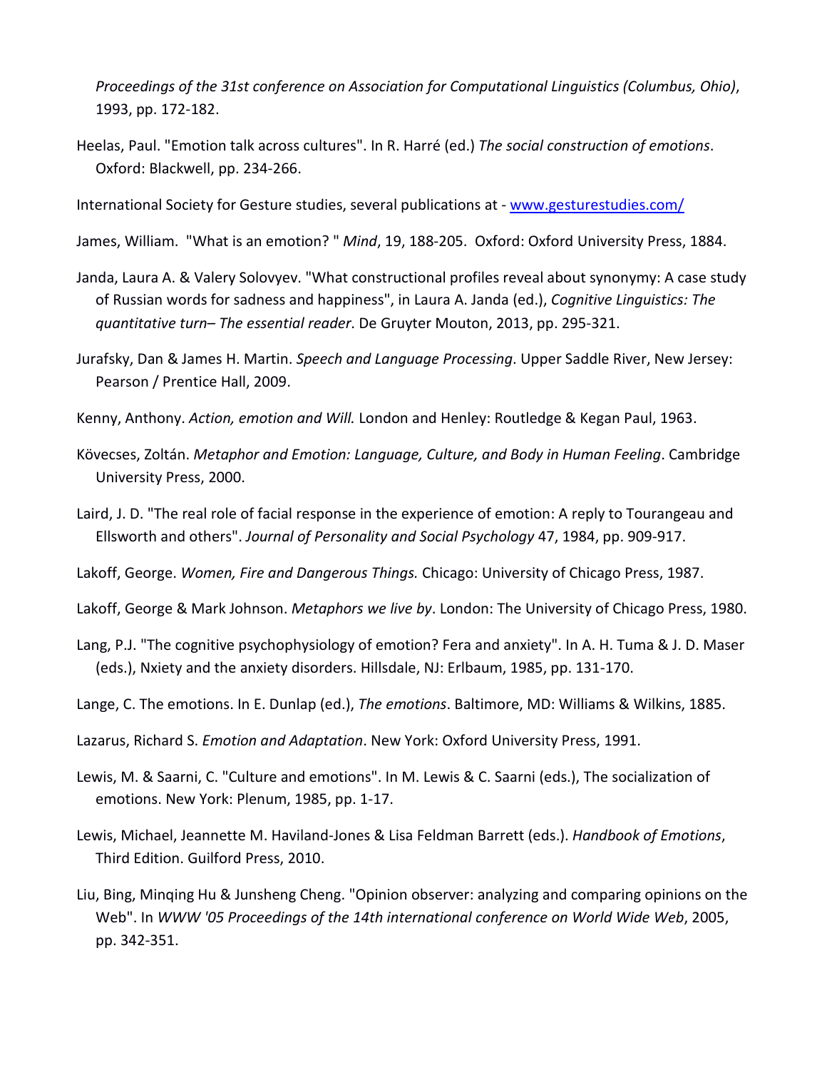*Proceedings of the 31st conference on Association for Computational Linguistics (Columbus, Ohio)*, 1993, pp. 172-182.

Heelas, Paul. "Emotion talk across cultures". In R. Harré (ed.) *The social construction of emotions*. Oxford: Blackwell, pp. 234-266.

International Society for Gesture studies, several publications at - [www.gesturestudies.com/](www.gesturestudies.com/)

James, William. "What is an emotion? " *Mind*, 19, 188-205. Oxford: Oxford University Press, 1884.

Janda, Laura A. & Valery Solovyev. "What constructional profiles reveal about synonymy: A case study of Russian words for sadness and happiness", in Laura A. Janda (ed.), *Cognitive Linguistics: The quantitative turn– The essential reader*. De Gruyter Mouton, 2013, pp. 295-321.

Jurafsky, Dan & James H. Martin. *Speech and Language Processing*. Upper Saddle River, New Jersey: Pearson / Prentice Hall, 2009.

Kenny, Anthony. *Action, emotion and Will.* London and Henley: Routledge & Kegan Paul, 1963.

Kövecses, Zoltán. *Metaphor and Emotion: Language, Culture, and Body in Human Feeling*. Cambridge University Press, 2000.

Laird, J. D. "The real role of facial response in the experience of emotion: A reply to Tourangeau and Ellsworth and others". *Journal of Personality and Social Psychology* 47, 1984, pp. 909-917.

Lakoff, George. *Women, Fire and Dangerous Things.* Chicago: University of Chicago Press, 1987.

Lakoff, George & Mark Johnson. *Metaphors we live by*. London: The University of Chicago Press, 1980.

Lang, P.J. "The cognitive psychophysiology of emotion? Fera and anxiety". In A. H. Tuma & J. D. Maser (eds.), Nxiety and the anxiety disorders. Hillsdale, NJ: Erlbaum, 1985, pp. 131-170.

Lange, C. The emotions. In E. Dunlap (ed.), *The emotions*. Baltimore, MD: Williams & Wilkins, 1885.

Lazarus, Richard S. *Emotion and Adaptation*. New York: Oxford University Press, 1991.

Lewis, M. & Saarni, C. "Culture and emotions". In M. Lewis & C. Saarni (eds.), The socialization of emotions. New York: Plenum, 1985, pp. 1-17.

Lewis, Michael, Jeannette M. Haviland-Jones & Lisa Feldman Barrett (eds.). *Handbook of Emotions*, Third Edition. Guilford Press, 2010.

Liu, Bing, Minqing Hu & Junsheng Cheng. "Opinion observer: analyzing and comparing opinions on the Web". In *WWW '05 Proceedings of the 14th international conference on World Wide Web*, 2005, pp. 342-351.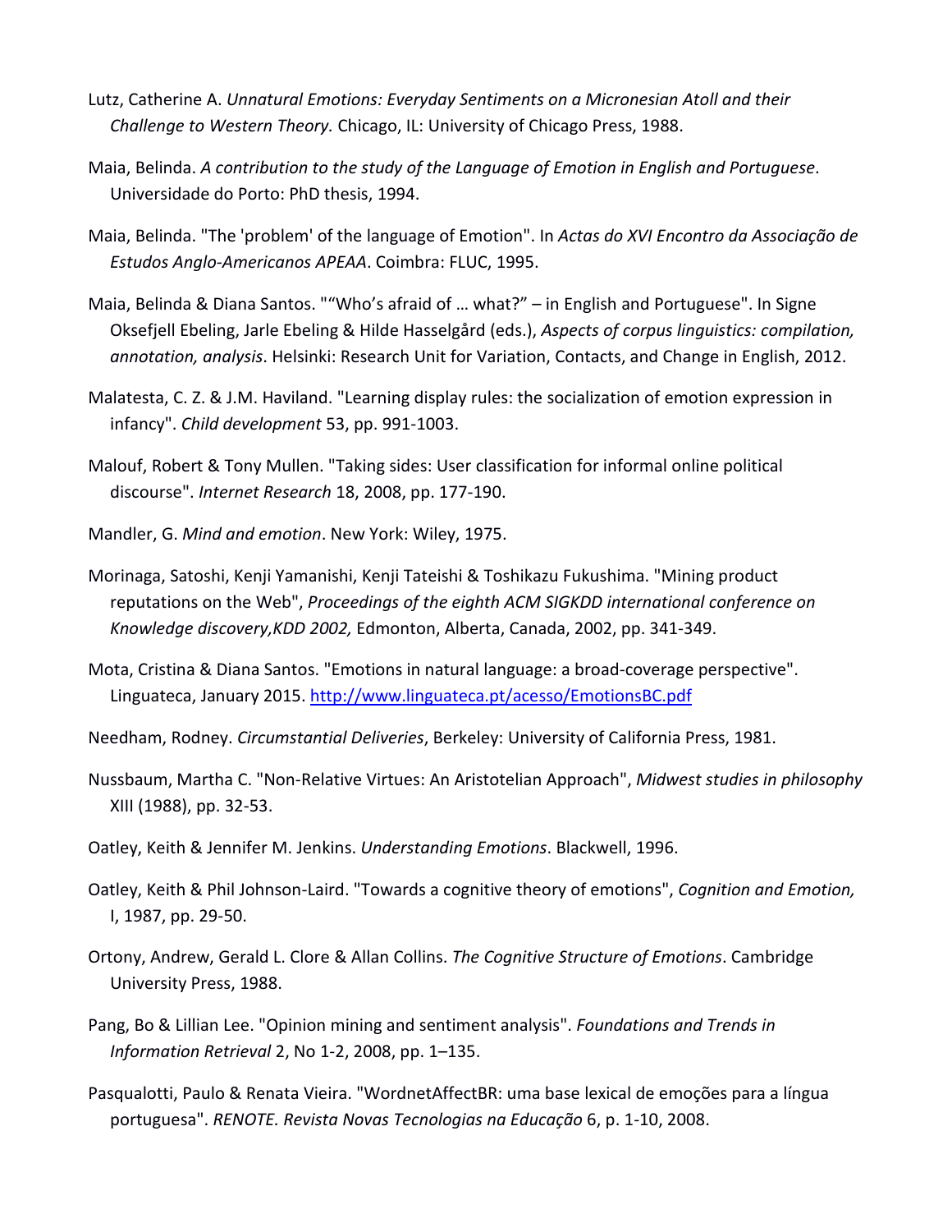Lutz, Catherine A. *Unnatural Emotions: Everyday Sentiments on a Micronesian Atoll and their Challenge to Western Theory.* Chicago, IL: University of Chicago Press, 1988.

Maia, Belinda. *A contribution to the study of the Language of Emotion in English and Portuguese*. Universidade do Porto: PhD thesis, 1994.

Maia, Belinda. "The 'problem' of the language of Emotion". In *Actas do XVI Encontro da Associação de Estudos Anglo-Americanos APEAA*. Coimbra: FLUC, 1995.

Maia, Belinda & Diana Santos. "“Who’s afraid of … what?” – in English and Portuguese". In Signe Oksefjell Ebeling, Jarle Ebeling & Hilde Hasselgård (eds.), *Aspects of corpus linguistics: compilation, annotation, analysis*. Helsinki: Research Unit for Variation, Contacts, and Change in English, 2012.

Malatesta, C. Z. & J.M. Haviland. "Learning display rules: the socialization of emotion expression in infancy". *Child development* 53, pp. 991-1003.

Malouf, Robert & Tony Mullen. "Taking sides: User classification for informal online political discourse". *Internet Research* 18, 2008, pp. 177-190.

Mandler, G. *Mind and emotion*. New York: Wiley, 1975.

Morinaga, Satoshi, Kenji Yamanishi, Kenji Tateishi & Toshikazu Fukushima. "Mining product reputations on the Web", *Proceedings of the eighth ACM SIGKDD international conference on Knowledge discovery,KDD 2002,* Edmonton, Alberta, Canada, 2002, pp. 341-349.

Mota, Cristina & Diana Santos. "Emotions in natural language: a broad-coverage perspective". Linguateca, January 2015. http://www.linguateca.pt/acesso/EmotionsBC.pdf

Needham, Rodney. *Circumstantial Deliveries*, Berkeley: University of California Press, 1981.

Nussbaum, Martha C. "Non-Relative Virtues: An Aristotelian Approach", *Midwest studies in philosophy* XIII (1988), pp. 32-53.

Oatley, Keith & Jennifer M. Jenkins. *Understanding Emotions*. Blackwell, 1996.

Oatley, Keith & Phil Johnson-Laird. "Towards a cognitive theory of emotions", *Cognition and Emotion,* I, 1987, pp. 29-50.

Ortony, Andrew, Gerald L. Clore & Allan Collins. *The Cognitive Structure of Emotions*. Cambridge University Press, 1988.

Pang, Bo & Lillian Lee. "Opinion mining and sentiment analysis". *Foundations and Trends in Information Retrieval* 2, No 1-2, 2008, pp. 1–135.

Pasqualotti, Paulo & Renata Vieira. "WordnetAffectBR: uma base lexical de emoções para a língua portuguesa". *RENOTE. Revista Novas Tecnologias na Educação* 6, p. 1-10, 2008.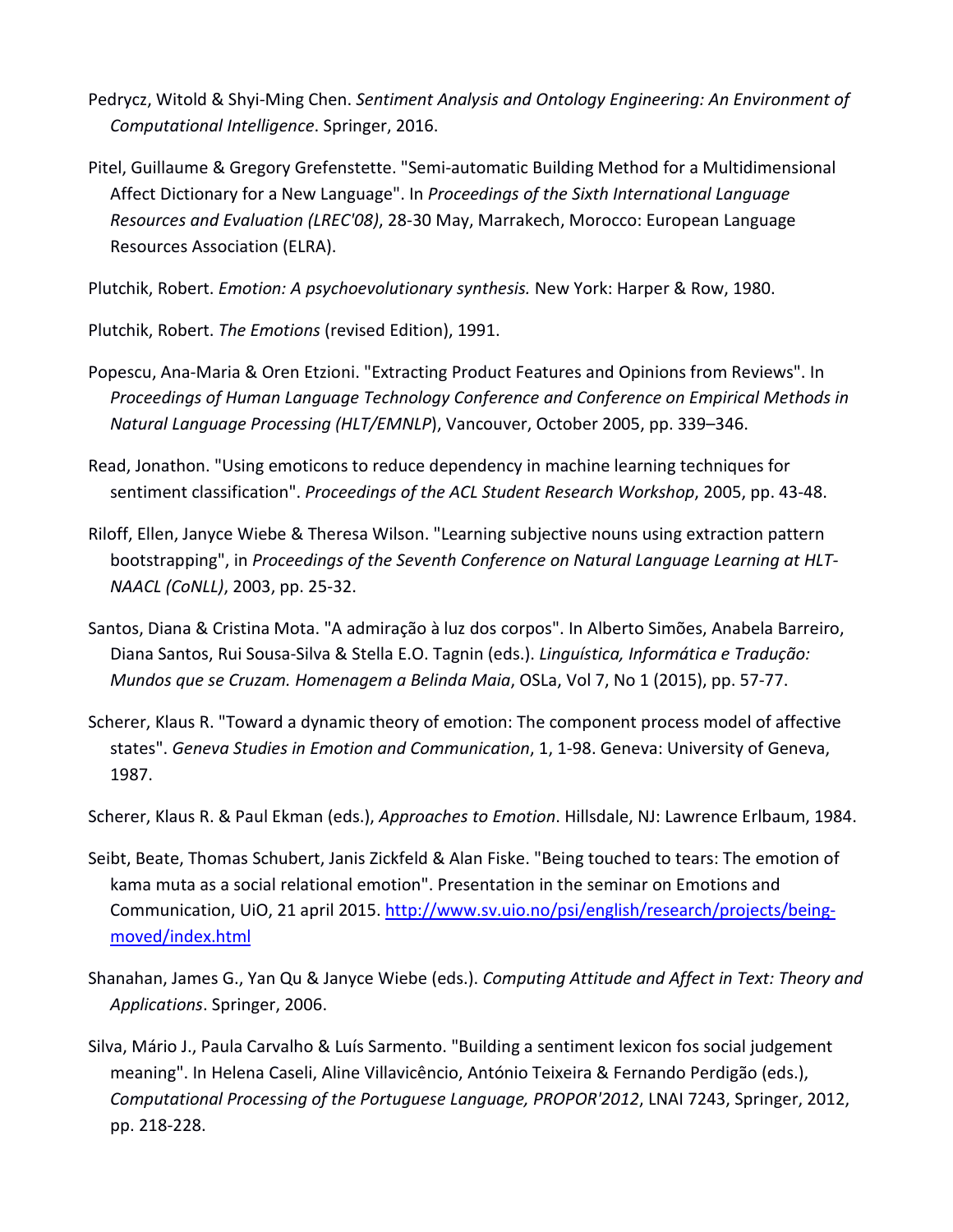Pedrycz, Witold & Shyi-Ming Chen. *Sentiment Analysis and Ontology Engineering: An Environment of Computational Intelligence*. Springer, 2016.

Pitel, Guillaume & Gregory Grefenstette. "Semi-automatic Building Method for a Multidimensional Affect Dictionary for a New Language". In *Proceedings of the Sixth International Language Resources and Evaluation (LREC'08)*, 28-30 May, Marrakech, Morocco: European Language Resources Association (ELRA).

Plutchik, Robert. *Emotion: A psychoevolutionary synthesis.* New York: Harper & Row, 1980.

Plutchik, Robert. *The Emotions* (revised Edition), 1991.

Popescu, Ana-Maria & Oren Etzioni. "Extracting Product Features and Opinions from Reviews". In *Proceedings of Human Language Technology Conference and Conference on Empirical Methods in Natural Language Processing (HLT/EMNLP*), Vancouver, October 2005, pp. 339–346.

Read, Jonathon. "Using emoticons to reduce dependency in machine learning techniques for sentiment classification". *Proceedings of the ACL Student Research Workshop*, 2005, pp. 43-48.

Riloff, Ellen, Janyce Wiebe & Theresa Wilson. "Learning subjective nouns using extraction pattern bootstrapping", in *Proceedings of the Seventh Conference on Natural Language Learning at HLT-NAACL (CoNLL)*, 2003, pp. 25-32.

Santos, Diana & Cristina Mota. "A admiração à luz dos corpos". In Alberto Simões, Anabela Barreiro, Diana Santos, Rui Sousa-Silva & Stella E.O. Tagnin (eds.). *Linguística, Informática e Tradução: Mundos que se Cruzam. Homenagem a Belinda Maia*, OSLa, Vol 7, No 1 (2015), pp. 57-77.

Scherer, Klaus R. "Toward a dynamic theory of emotion: The component process model of affective states". *Geneva Studies in Emotion and Communication*, 1, 1-98. Geneva: University of Geneva, 1987.

Scherer, Klaus R. & Paul Ekman (eds.), *Approaches to Emotion*. Hillsdale, NJ: Lawrence Erlbaum, 1984.

Seibt, Beate, Thomas Schubert, Janis Zickfeld & Alan Fiske. "Being touched to tears: The emotion of kama muta as a social relational emotion". Presentation in the seminar on Emotions and Communication, UiO, 21 april 2015. http://www.sv.uio.no/psi/english/research/projects/being-moved/index.html

Shanahan, James G., Yan Qu & Janyce Wiebe (eds.). *Computing Attitude and Affect in Text: Theory and Applications*. Springer, 2006.

Silva, Mário J., Paula Carvalho & Luís Sarmento. "Building a sentiment lexicon fos social judgement meaning". In Helena Caseli, Aline Villavicêncio, António Teixeira & Fernando Perdigão (eds.), *Computational Processing of the Portuguese Language, PROPOR'2012*, LNAI 7243, Springer, 2012, pp. 218-228.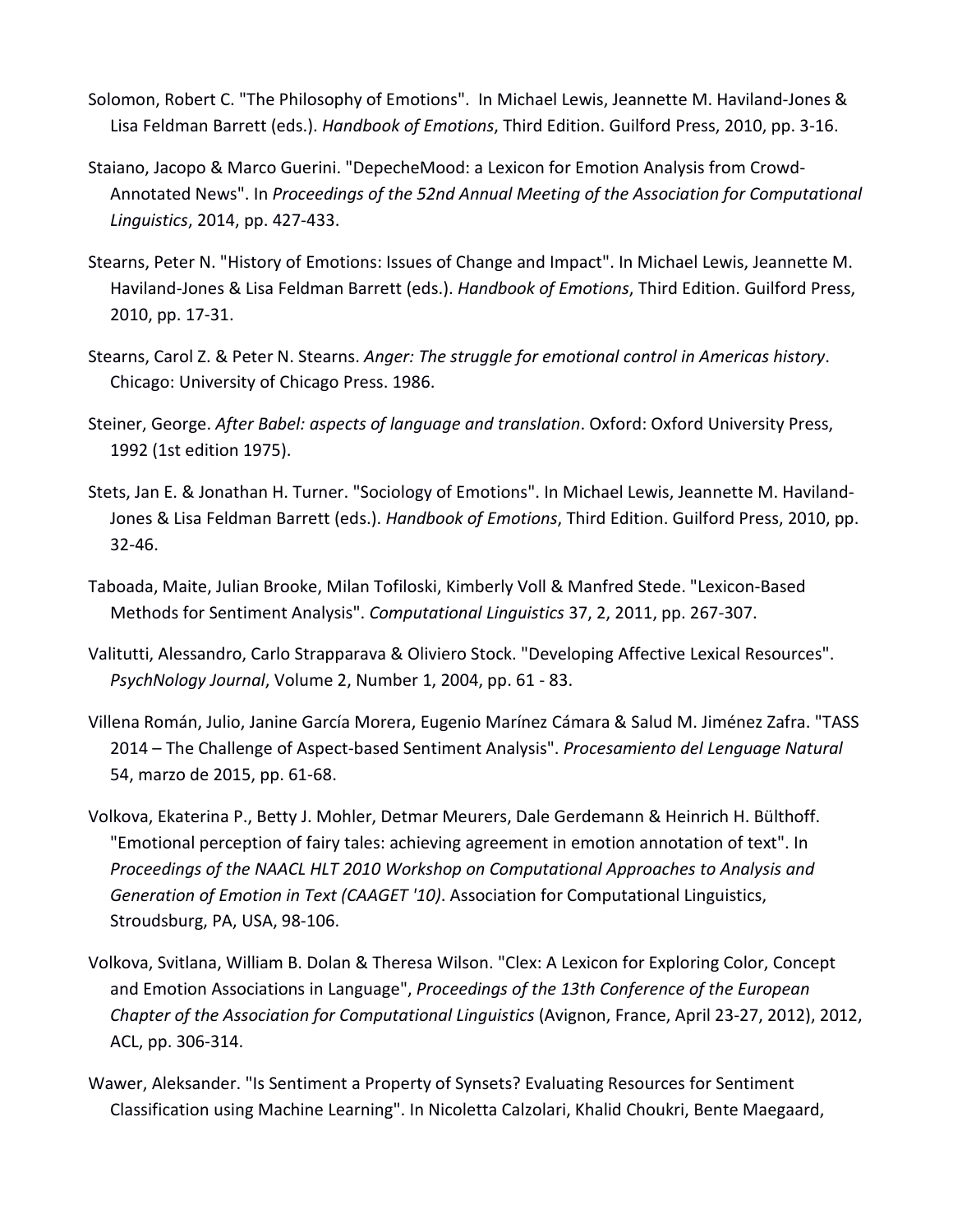Solomon, Robert C. "The Philosophy of Emotions". In Michael Lewis, Jeannette M. Haviland-Jones & Lisa Feldman Barrett (eds.). *Handbook of Emotions*, Third Edition. Guilford Press, 2010, pp. 3-16.

Staiano, Jacopo & Marco Guerini. "DepecheMood: a Lexicon for Emotion Analysis from Crowd-Annotated News". In *Proceedings of the 52nd Annual Meeting of the Association for Computational Linguistics*, 2014, pp. 427-433.

Stearns, Peter N. "History of Emotions: Issues of Change and Impact". In Michael Lewis, Jeannette M. Haviland-Jones & Lisa Feldman Barrett (eds.). *Handbook of Emotions*, Third Edition. Guilford Press, 2010, pp. 17-31.

Stearns, Carol Z. & Peter N. Stearns. *Anger: The struggle for emotional control in Americas history*. Chicago: University of Chicago Press. 1986.

Steiner, George. *After Babel: aspects of language and translation*. Oxford: Oxford University Press, 1992 (1st edition 1975).

Stets, Jan E. & Jonathan H. Turner. "Sociology of Emotions". In Michael Lewis, Jeannette M. Haviland-Jones & Lisa Feldman Barrett (eds.). *Handbook of Emotions*, Third Edition. Guilford Press, 2010, pp. 32-46.

Taboada, Maite, Julian Brooke, Milan Tofiloski, Kimberly Voll & Manfred Stede. "Lexicon-Based Methods for Sentiment Analysis". *Computational Linguistics* 37, 2, 2011, pp. 267-307.

Valitutti, Alessandro, Carlo Strapparava & Oliviero Stock. "Developing Affective Lexical Resources". *PsychNology Journal*, Volume 2, Number 1, 2004, pp. 61 - 83.

Villena Román, Julio, Janine García Morera, Eugenio Marínez Cámara & Salud M. Jiménez Zafra. "TASS 2014 – The Challenge of Aspect-based Sentiment Analysis". *Procesamiento del Lenguage Natural* 54, marzo de 2015, pp. 61-68.

Volkova, Ekaterina P., Betty J. Mohler, Detmar Meurers, Dale Gerdemann & Heinrich H. Bülthoff. "Emotional perception of fairy tales: achieving agreement in emotion annotation of text". In *Proceedings of the NAACL HLT 2010 Workshop on Computational Approaches to Analysis and Generation of Emotion in Text (CAAGET '10)*. Association for Computational Linguistics, Stroudsburg, PA, USA, 98-106.

Volkova, Svitlana, William B. Dolan & Theresa Wilson. "Clex: A Lexicon for Exploring Color, Concept and Emotion Associations in Language", *Proceedings of the 13th Conference of the European Chapter of the Association for Computational Linguistics* (Avignon, France, April 23-27, 2012), 2012, ACL, pp. 306-314.

Wawer, Aleksander. "Is Sentiment a Property of Synsets? Evaluating Resources for Sentiment Classification using Machine Learning". In Nicoletta Calzolari, Khalid Choukri, Bente Maegaard,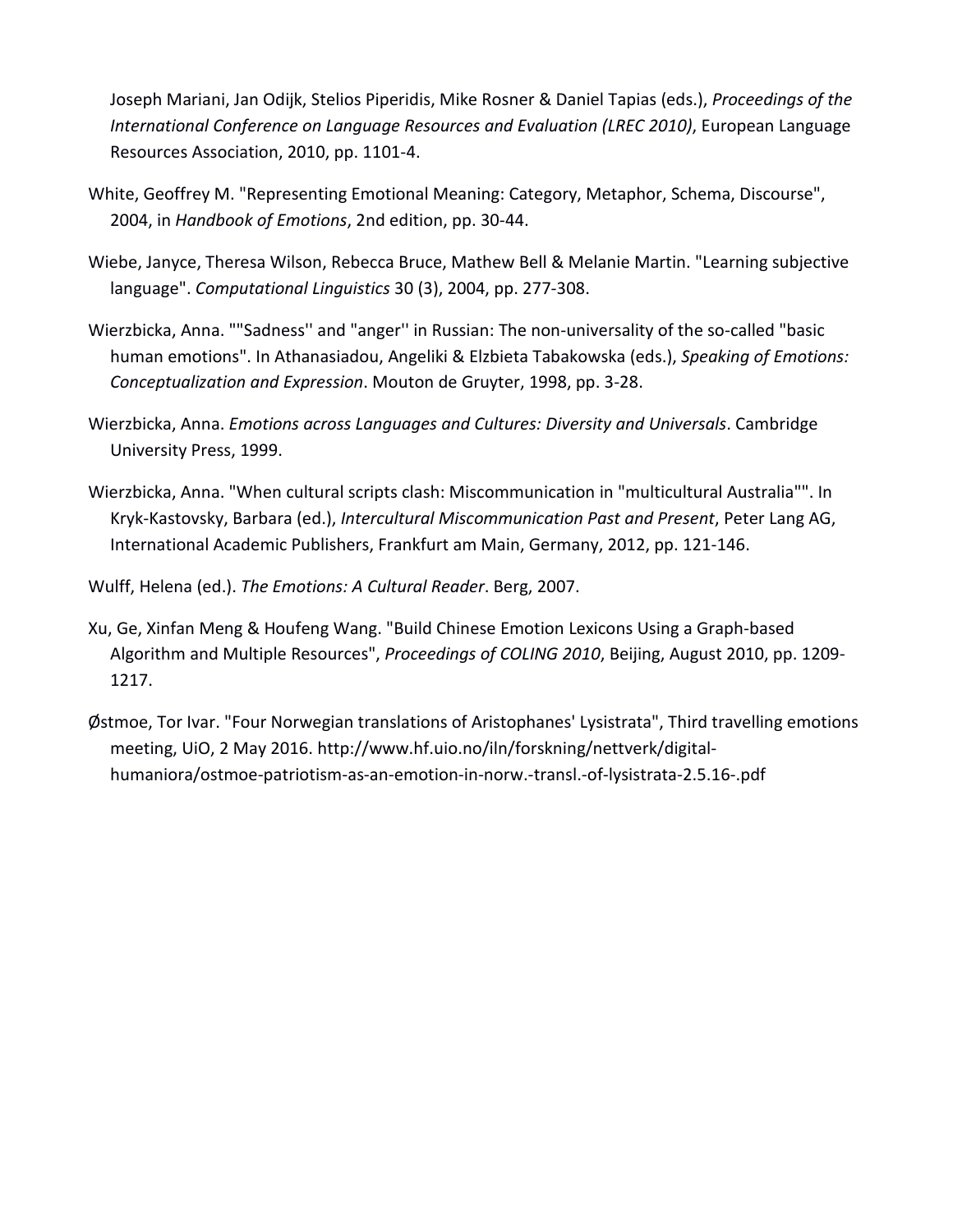Joseph Mariani, Jan Odijk, Stelios Piperidis, Mike Rosner & Daniel Tapias (eds.), *Proceedings of the International Conference on Language Resources and Evaluation (LREC 2010)*, European Language Resources Association, 2010, pp. 1101-4.

White, Geoffrey M. "Representing Emotional Meaning: Category, Metaphor, Schema, Discourse", 2004, in *Handbook of Emotions*, 2nd edition, pp. 30-44.

Wiebe, Janyce, Theresa Wilson, Rebecca Bruce, Mathew Bell & Melanie Martin. "Learning subjective language". *Computational Linguistics* 30 (3), 2004, pp. 277-308.

Wierzbicka, Anna. ""Sadness'' and "anger'' in Russian: The non-universality of the so-called "basic human emotions". In Athanasiadou, Angeliki & Elzbieta Tabakowska (eds.), *Speaking of Emotions: Conceptualization and Expression*. Mouton de Gruyter, 1998, pp. 3-28.

Wierzbicka, Anna. *Emotions across Languages and Cultures: Diversity and Universals*. Cambridge University Press, 1999.

Wierzbicka, Anna. "When cultural scripts clash: Miscommunication in "multicultural Australia"". In Kryk-Kastovsky, Barbara (ed.), *Intercultural Miscommunication Past and Present*, Peter Lang AG, International Academic Publishers, Frankfurt am Main, Germany, 2012, pp. 121-146.

Wulff, Helena (ed.). *The Emotions: A Cultural Reader*. Berg, 2007.

Xu, Ge, Xinfan Meng & Houfeng Wang. "Build Chinese Emotion Lexicons Using a Graph-based Algorithm and Multiple Resources", *Proceedings of COLING 2010*, Beijing, August 2010, pp. 1209-1217.

Østmoe, Tor Ivar. "Four Norwegian translations of Aristophanes' Lysistrata", Third travelling emotions meeting, UiO, 2 May 2016. http://www.hf.uio.no/iln/forskning/nettverk/digital-humaniora/ostmoe-patriotism-as-an-emotion-in-norw.-transl.-of-lysistrata-2.5.16-.pdf